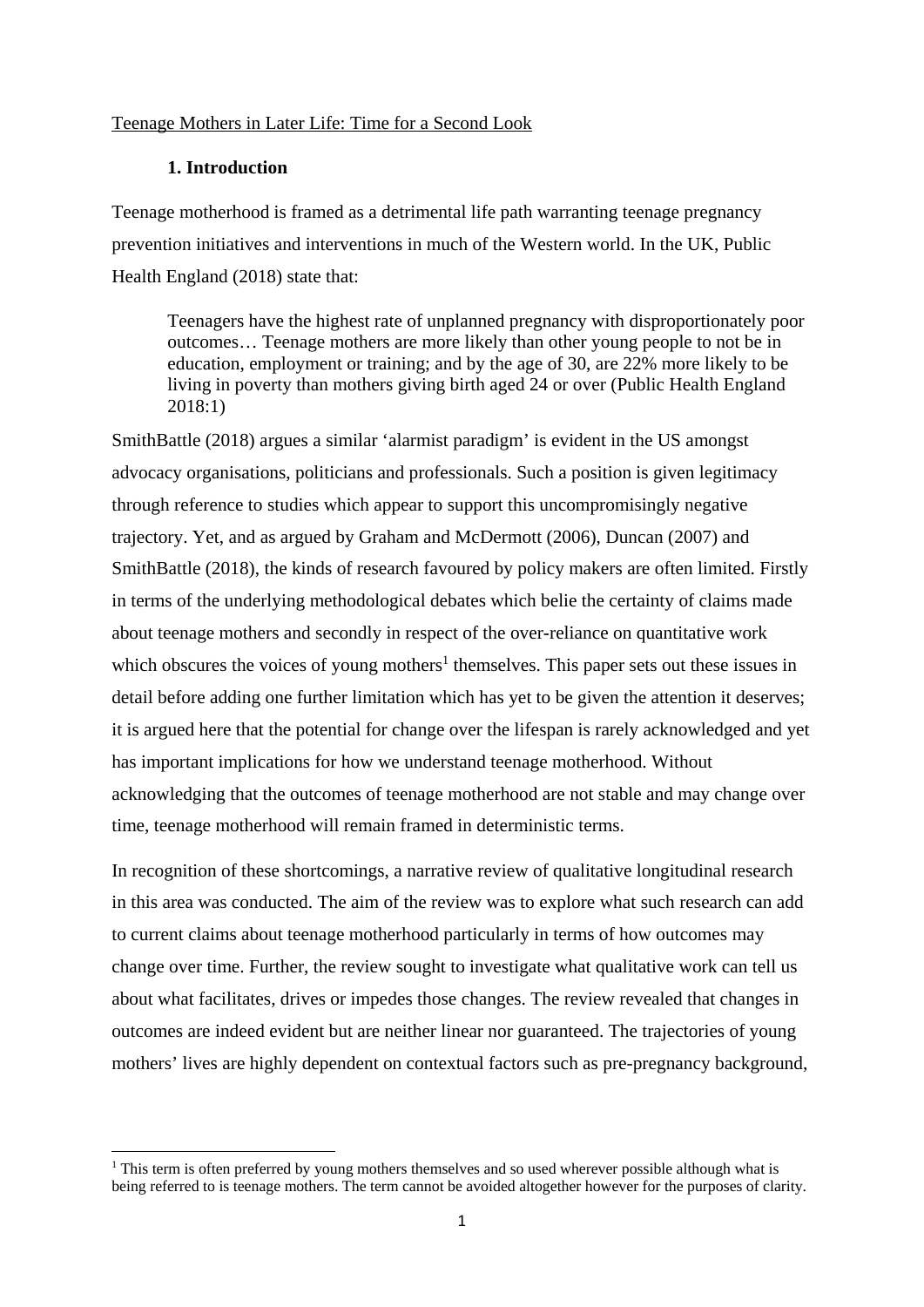Teenage Mothers in Later Life: Time for a Second Look

## 1. Introduction

Teenage motherhood is framed as a detrimental life path warranting teenage pregnancy prevention initiatives and interventions in much of the Western world. In the UK, Public Health England (2018) state that:

> Teenagers have the highest rate of unplanned pregnancy with disproportionately poor outcomes… Teenage mothers are more likely than other young people to not be in education, employment or training; and by the age of 30, are 22% more likely to be living in poverty than mothers giving birth aged 24 or over (Public Health England 2018:1)

SmithBattle (2018) argues a similar 'alarmist paradigm' is evident in the US amongst advocacy organisations, politicians and professionals. Such a position is given legitimacy through reference to studies which appear to support this uncompromisingly negative trajectory. Yet, and as argued by Graham and McDermott (2006), Duncan (2007) and SmithBattle (2018), the kinds of research favoured by policy makers are often limited. Firstly in terms of the underlying methodological debates which belie the certainty of claims made about teenage mothers and secondly in respect of the over-reliance on quantitative work which obscures the voices of young mothers[1] themselves. This paper sets out these issues in detail before adding one further limitation which has yet to be given the attention it deserves; it is argued here that the potential for change over the lifespan is rarely acknowledged and yet has important implications for how we understand teenage motherhood. Without acknowledging that the outcomes of teenage motherhood are not stable and may change over time, teenage motherhood will remain framed in deterministic terms.

In recognition of these shortcomings, a narrative review of qualitative longitudinal research in this area was conducted. The aim of the review was to explore what such research can add to current claims about teenage motherhood particularly in terms of how outcomes may change over time. Further, the review sought to investigate what qualitative work can tell us about what facilitates, drives or impedes those changes. The review revealed that changes in outcomes are indeed evident but are neither linear nor guaranteed. The trajectories of young mothers' lives are highly dependent on contextual factors such as pre-pregnancy background,

[1] This term is often preferred by young mothers themselves and so used wherever possible although what is being referred to is teenage mothers. The term cannot be avoided altogether however for the purposes of clarity.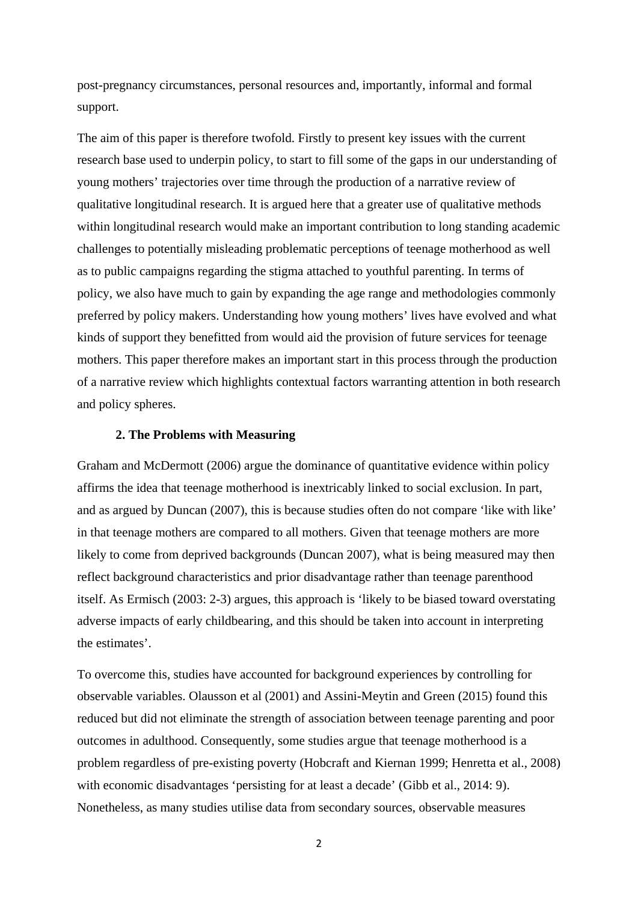post-pregnancy circumstances, personal resources and, importantly, informal and formal support.

The aim of this paper is therefore twofold. Firstly to present key issues with the current research base used to underpin policy, to start to fill some of the gaps in our understanding of young mothers' trajectories over time through the production of a narrative review of qualitative longitudinal research. It is argued here that a greater use of qualitative methods within longitudinal research would make an important contribution to long standing academic challenges to potentially misleading problematic perceptions of teenage motherhood as well as to public campaigns regarding the stigma attached to youthful parenting. In terms of policy, we also have much to gain by expanding the age range and methodologies commonly preferred by policy makers. Understanding how young mothers' lives have evolved and what kinds of support they benefitted from would aid the provision of future services for teenage mothers. This paper therefore makes an important start in this process through the production of a narrative review which highlights contextual factors warranting attention in both research and policy spheres.

## 2. The Problems with Measuring

Graham and McDermott (2006) argue the dominance of quantitative evidence within policy affirms the idea that teenage motherhood is inextricably linked to social exclusion. In part, and as argued by Duncan (2007), this is because studies often do not compare 'like with like' in that teenage mothers are compared to all mothers. Given that teenage mothers are more likely to come from deprived backgrounds (Duncan 2007), what is being measured may then reflect background characteristics and prior disadvantage rather than teenage parenthood itself. As Ermisch (2003: 2-3) argues, this approach is 'likely to be biased toward overstating adverse impacts of early childbearing, and this should be taken into account in interpreting the estimates'.

To overcome this, studies have accounted for background experiences by controlling for observable variables. Olausson et al (2001) and Assini-Meytin and Green (2015) found this reduced but did not eliminate the strength of association between teenage parenting and poor outcomes in adulthood. Consequently, some studies argue that teenage motherhood is a problem regardless of pre-existing poverty (Hobcraft and Kiernan 1999; Henretta et al., 2008) with economic disadvantages 'persisting for at least a decade' (Gibb et al., 2014: 9). Nonetheless, as many studies utilise data from secondary sources, observable measures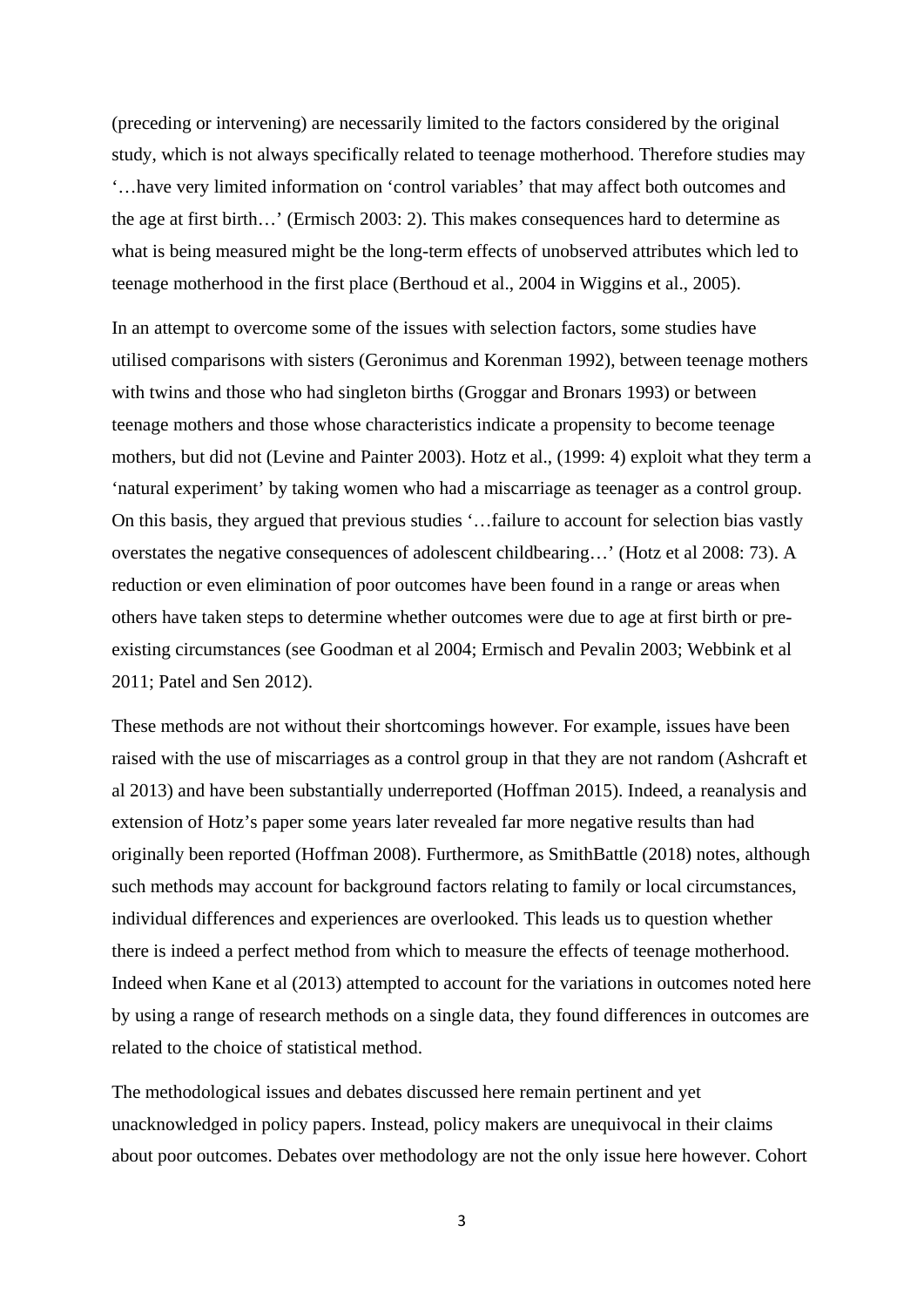(preceding or intervening) are necessarily limited to the factors considered by the original study, which is not always specifically related to teenage motherhood. Therefore studies may '…have very limited information on 'control variables' that may affect both outcomes and the age at first birth…' (Ermisch 2003: 2). This makes consequences hard to determine as what is being measured might be the long-term effects of unobserved attributes which led to teenage motherhood in the first place (Berthoud et al., 2004 in Wiggins et al., 2005).

In an attempt to overcome some of the issues with selection factors, some studies have utilised comparisons with sisters (Geronimus and Korenman 1992), between teenage mothers with twins and those who had singleton births (Groggar and Bronars 1993) or between teenage mothers and those whose characteristics indicate a propensity to become teenage mothers, but did not (Levine and Painter 2003). Hotz et al., (1999: 4) exploit what they term a 'natural experiment' by taking women who had a miscarriage as teenager as a control group. On this basis, they argued that previous studies '…failure to account for selection bias vastly overstates the negative consequences of adolescent childbearing…' (Hotz et al 2008: 73). A reduction or even elimination of poor outcomes have been found in a range or areas when others have taken steps to determine whether outcomes were due to age at first birth or pre-existing circumstances (see Goodman et al 2004; Ermisch and Pevalin 2003; Webbink et al 2011; Patel and Sen 2012).

These methods are not without their shortcomings however. For example, issues have been raised with the use of miscarriages as a control group in that they are not random (Ashcraft et al 2013) and have been substantially underreported (Hoffman 2015). Indeed, a reanalysis and extension of Hotz's paper some years later revealed far more negative results than had originally been reported (Hoffman 2008). Furthermore, as SmithBattle (2018) notes, although such methods may account for background factors relating to family or local circumstances, individual differences and experiences are overlooked. This leads us to question whether there is indeed a perfect method from which to measure the effects of teenage motherhood. Indeed when Kane et al (2013) attempted to account for the variations in outcomes noted here by using a range of research methods on a single data, they found differences in outcomes are related to the choice of statistical method.

The methodological issues and debates discussed here remain pertinent and yet unacknowledged in policy papers. Instead, policy makers are unequivocal in their claims about poor outcomes. Debates over methodology are not the only issue here however. Cohort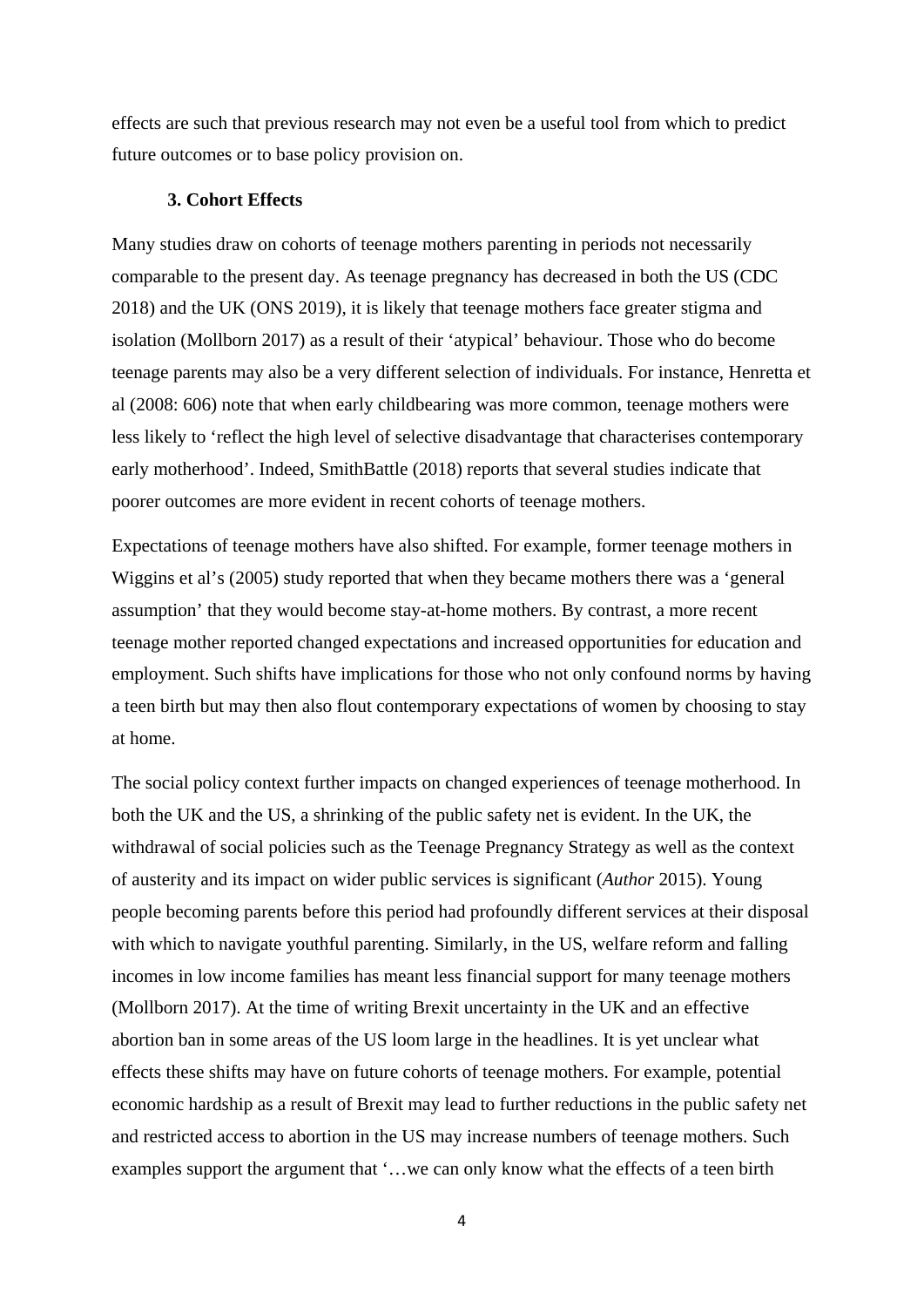effects are such that previous research may not even be a useful tool from which to predict future outcomes or to base policy provision on.

### 3. Cohort Effects

Many studies draw on cohorts of teenage mothers parenting in periods not necessarily comparable to the present day. As teenage pregnancy has decreased in both the US (CDC 2018) and the UK (ONS 2019), it is likely that teenage mothers face greater stigma and isolation (Mollborn 2017) as a result of their 'atypical' behaviour. Those who do become teenage parents may also be a very different selection of individuals. For instance, Henretta et al (2008: 606) note that when early childbearing was more common, teenage mothers were less likely to 'reflect the high level of selective disadvantage that characterises contemporary early motherhood'. Indeed, SmithBattle (2018) reports that several studies indicate that poorer outcomes are more evident in recent cohorts of teenage mothers.

Expectations of teenage mothers have also shifted. For example, former teenage mothers in Wiggins et al's (2005) study reported that when they became mothers there was a 'general assumption' that they would become stay-at-home mothers. By contrast, a more recent teenage mother reported changed expectations and increased opportunities for education and employment. Such shifts have implications for those who not only confound norms by having a teen birth but may then also flout contemporary expectations of women by choosing to stay at home.

The social policy context further impacts on changed experiences of teenage motherhood. In both the UK and the US, a shrinking of the public safety net is evident. In the UK, the withdrawal of social policies such as the Teenage Pregnancy Strategy as well as the context of austerity and its impact on wider public services is significant (*Author* 2015). Young people becoming parents before this period had profoundly different services at their disposal with which to navigate youthful parenting. Similarly, in the US, welfare reform and falling incomes in low income families has meant less financial support for many teenage mothers (Mollborn 2017). At the time of writing Brexit uncertainty in the UK and an effective abortion ban in some areas of the US loom large in the headlines. It is yet unclear what effects these shifts may have on future cohorts of teenage mothers. For example, potential economic hardship as a result of Brexit may lead to further reductions in the public safety net and restricted access to abortion in the US may increase numbers of teenage mothers. Such examples support the argument that '…we can only know what the effects of a teen birth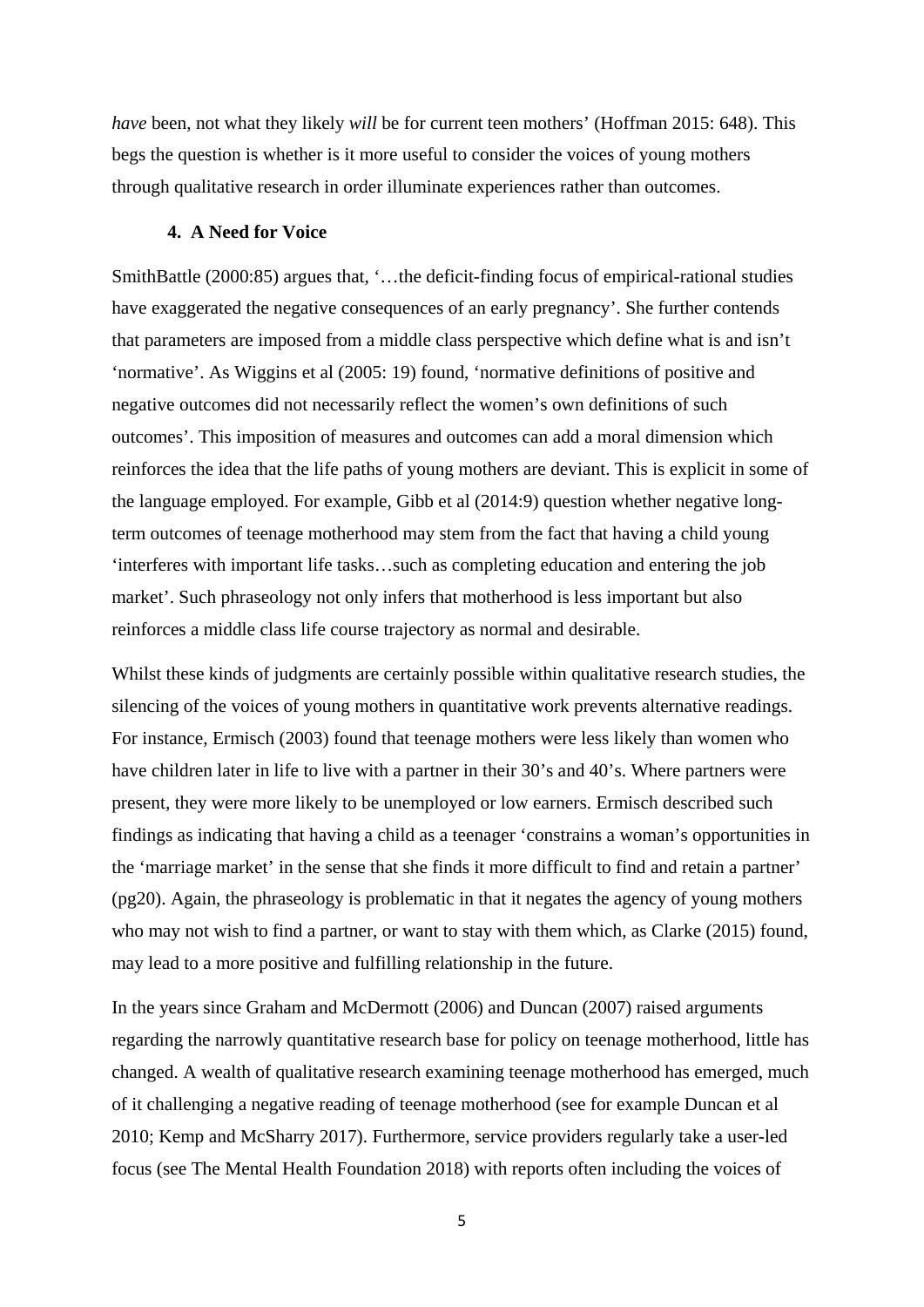*have* been, not what they likely *will* be for current teen mothers' (Hoffman 2015: 648). This begs the question is whether is it more useful to consider the voices of young mothers through qualitative research in order illuminate experiences rather than outcomes.

## 4. A Need for Voice

SmithBattle (2000:85) argues that, '…the deficit-finding focus of empirical-rational studies have exaggerated the negative consequences of an early pregnancy'. She further contends that parameters are imposed from a middle class perspective which define what is and isn't 'normative'. As Wiggins et al (2005: 19) found, 'normative definitions of positive and negative outcomes did not necessarily reflect the women's own definitions of such outcomes'. This imposition of measures and outcomes can add a moral dimension which reinforces the idea that the life paths of young mothers are deviant. This is explicit in some of the language employed. For example, Gibb et al (2014:9) question whether negative long-term outcomes of teenage motherhood may stem from the fact that having a child young 'interferes with important life tasks…such as completing education and entering the job market'. Such phraseology not only infers that motherhood is less important but also reinforces a middle class life course trajectory as normal and desirable.

Whilst these kinds of judgments are certainly possible within qualitative research studies, the silencing of the voices of young mothers in quantitative work prevents alternative readings. For instance, Ermisch (2003) found that teenage mothers were less likely than women who have children later in life to live with a partner in their 30's and 40's. Where partners were present, they were more likely to be unemployed or low earners. Ermisch described such findings as indicating that having a child as a teenager 'constrains a woman's opportunities in the 'marriage market' in the sense that she finds it more difficult to find and retain a partner' (pg20). Again, the phraseology is problematic in that it negates the agency of young mothers who may not wish to find a partner, or want to stay with them which, as Clarke (2015) found, may lead to a more positive and fulfilling relationship in the future.

In the years since Graham and McDermott (2006) and Duncan (2007) raised arguments regarding the narrowly quantitative research base for policy on teenage motherhood, little has changed. A wealth of qualitative research examining teenage motherhood has emerged, much of it challenging a negative reading of teenage motherhood (see for example Duncan et al 2010; Kemp and McSharry 2017). Furthermore, service providers regularly take a user-led focus (see The Mental Health Foundation 2018) with reports often including the voices of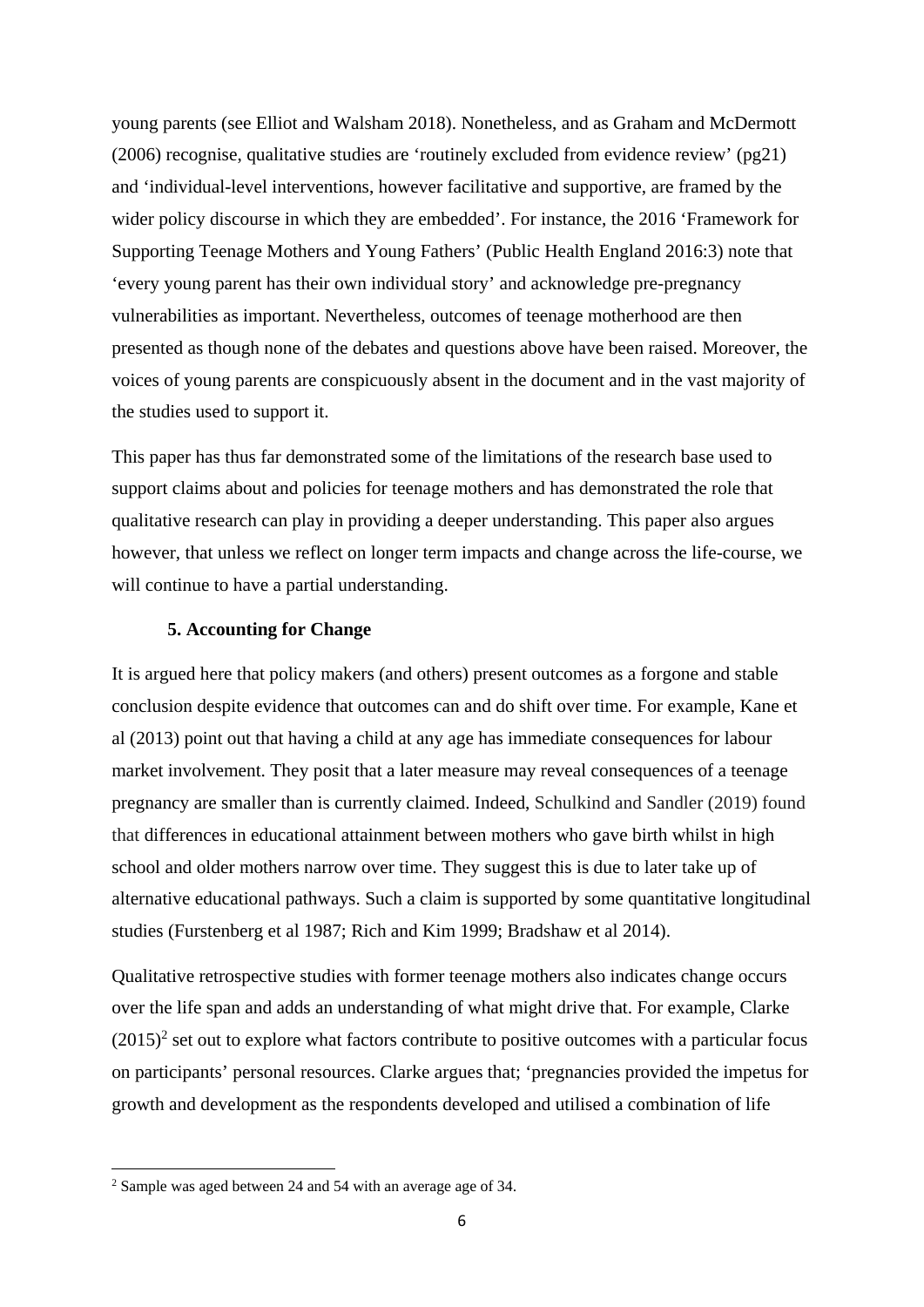young parents (see Elliot and Walsham 2018). Nonetheless, and as Graham and McDermott (2006) recognise, qualitative studies are 'routinely excluded from evidence review' (pg21) and 'individual-level interventions, however facilitative and supportive, are framed by the wider policy discourse in which they are embedded'. For instance, the 2016 'Framework for Supporting Teenage Mothers and Young Fathers' (Public Health England 2016:3) note that 'every young parent has their own individual story' and acknowledge pre-pregnancy vulnerabilities as important. Nevertheless, outcomes of teenage motherhood are then presented as though none of the debates and questions above have been raised. Moreover, the voices of young parents are conspicuously absent in the document and in the vast majority of the studies used to support it.

This paper has thus far demonstrated some of the limitations of the research base used to support claims about and policies for teenage mothers and has demonstrated the role that qualitative research can play in providing a deeper understanding. This paper also argues however, that unless we reflect on longer term impacts and change across the life-course, we will continue to have a partial understanding.

## 5. Accounting for Change

It is argued here that policy makers (and others) present outcomes as a forgone and stable conclusion despite evidence that outcomes can and do shift over time. For example, Kane et al (2013) point out that having a child at any age has immediate consequences for labour market involvement. They posit that a later measure may reveal consequences of a teenage pregnancy are smaller than is currently claimed. Indeed, Schulkind and Sandler (2019) found that differences in educational attainment between mothers who gave birth whilst in high school and older mothers narrow over time. They suggest this is due to later take up of alternative educational pathways. Such a claim is supported by some quantitative longitudinal studies (Furstenberg et al 1987; Rich and Kim 1999; Bradshaw et al 2014).

Qualitative retrospective studies with former teenage mothers also indicates change occurs over the life span and adds an understanding of what might drive that. For example, Clarke (2015)[2] set out to explore what factors contribute to positive outcomes with a particular focus on participants' personal resources. Clarke argues that; 'pregnancies provided the impetus for growth and development as the respondents developed and utilised a combination of life

[2] Sample was aged between 24 and 54 with an average age of 34.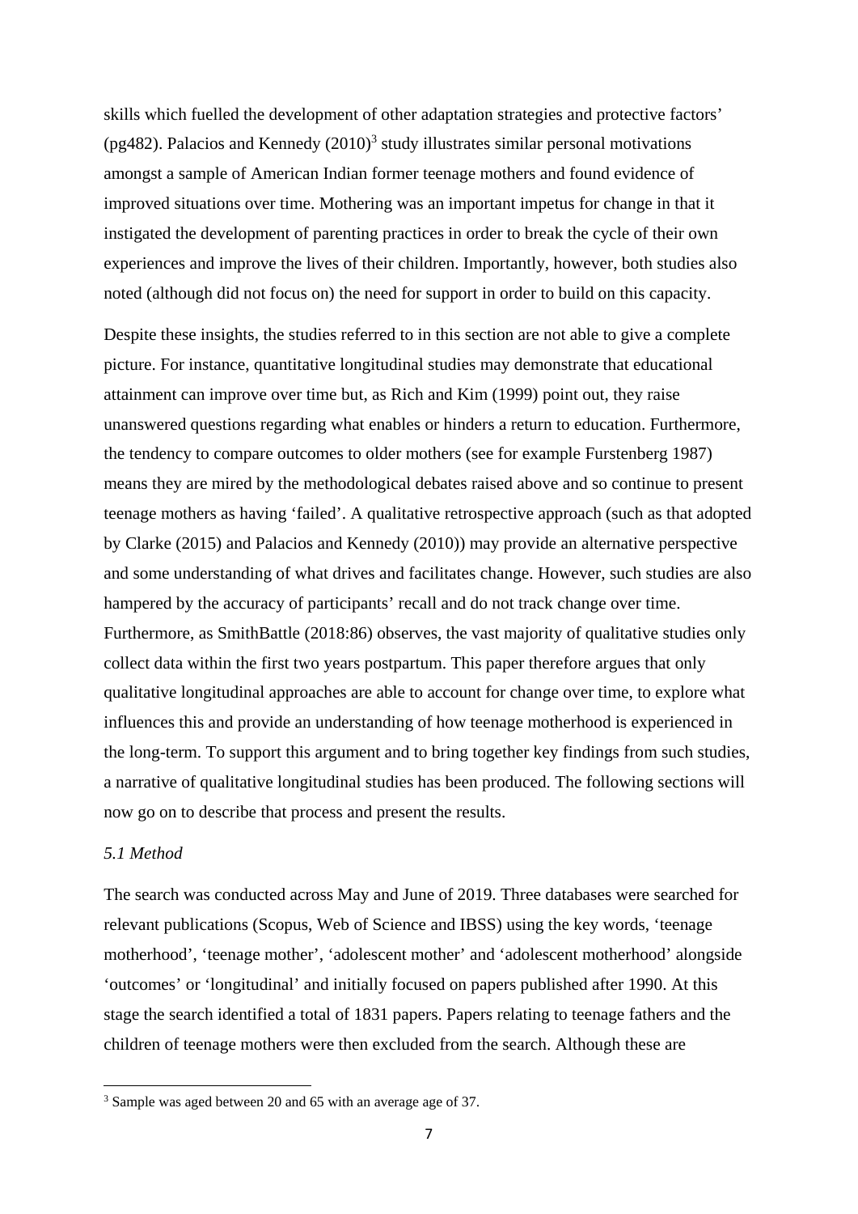skills which fuelled the development of other adaptation strategies and protective factors' (pg482). Palacios and Kennedy (2010)[3] study illustrates similar personal motivations amongst a sample of American Indian former teenage mothers and found evidence of improved situations over time. Mothering was an important impetus for change in that it instigated the development of parenting practices in order to break the cycle of their own experiences and improve the lives of their children. Importantly, however, both studies also noted (although did not focus on) the need for support in order to build on this capacity.

Despite these insights, the studies referred to in this section are not able to give a complete picture. For instance, quantitative longitudinal studies may demonstrate that educational attainment can improve over time but, as Rich and Kim (1999) point out, they raise unanswered questions regarding what enables or hinders a return to education. Furthermore, the tendency to compare outcomes to older mothers (see for example Furstenberg 1987) means they are mired by the methodological debates raised above and so continue to present teenage mothers as having 'failed'. A qualitative retrospective approach (such as that adopted by Clarke (2015) and Palacios and Kennedy (2010)) may provide an alternative perspective and some understanding of what drives and facilitates change. However, such studies are also hampered by the accuracy of participants' recall and do not track change over time. Furthermore, as SmithBattle (2018:86) observes, the vast majority of qualitative studies only collect data within the first two years postpartum. This paper therefore argues that only qualitative longitudinal approaches are able to account for change over time, to explore what influences this and provide an understanding of how teenage motherhood is experienced in the long-term. To support this argument and to bring together key findings from such studies, a narrative of qualitative longitudinal studies has been produced. The following sections will now go on to describe that process and present the results.

*5.1 Method*

The search was conducted across May and June of 2019. Three databases were searched for relevant publications (Scopus, Web of Science and IBSS) using the key words, 'teenage motherhood', 'teenage mother', 'adolescent mother' and 'adolescent motherhood' alongside 'outcomes' or 'longitudinal' and initially focused on papers published after 1990. At this stage the search identified a total of 1831 papers. Papers relating to teenage fathers and the children of teenage mothers were then excluded from the search. Although these are

[3] Sample was aged between 20 and 65 with an average age of 37.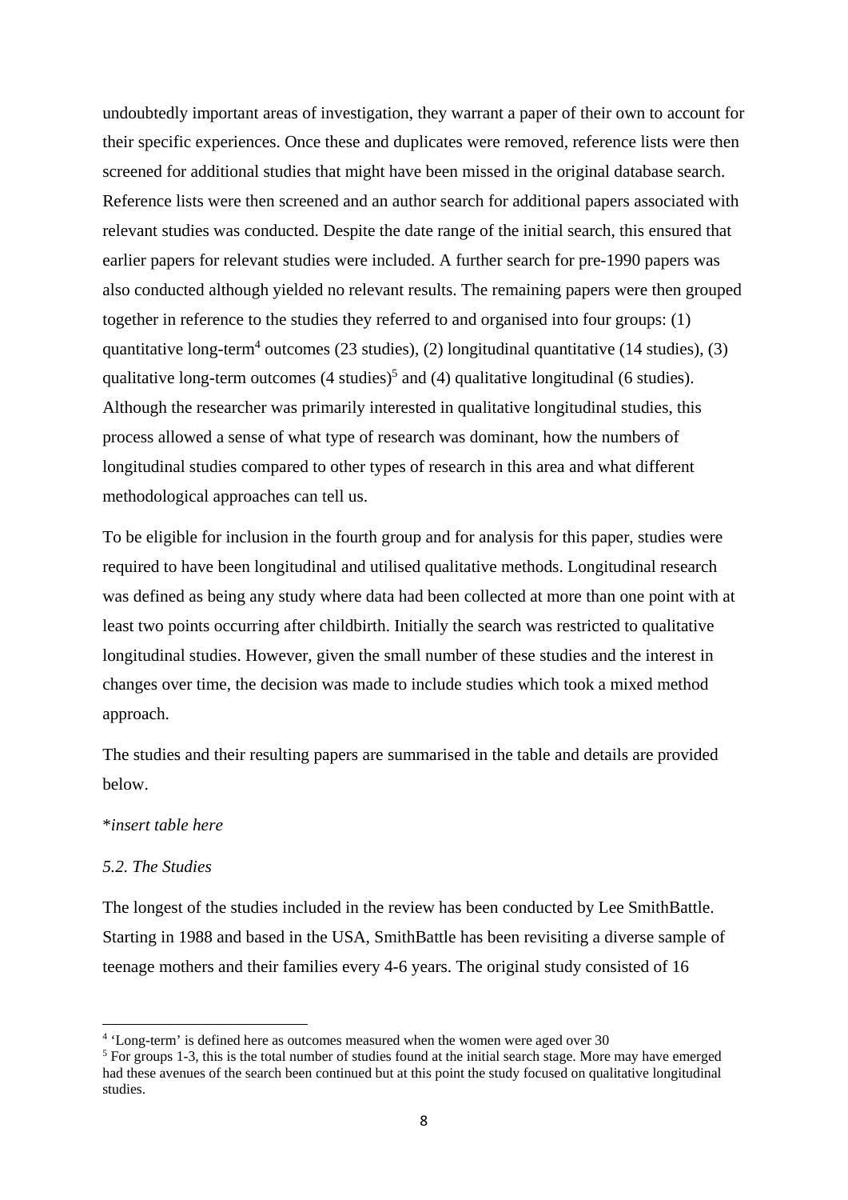undoubtedly important areas of investigation, they warrant a paper of their own to account for their specific experiences. Once these and duplicates were removed, reference lists were then screened for additional studies that might have been missed in the original database search. Reference lists were then screened and an author search for additional papers associated with relevant studies was conducted. Despite the date range of the initial search, this ensured that earlier papers for relevant studies were included. A further search for pre-1990 papers was also conducted although yielded no relevant results. The remaining papers were then grouped together in reference to the studies they referred to and organised into four groups: (1) quantitative long-term[4] outcomes (23 studies), (2) longitudinal quantitative (14 studies), (3) qualitative long-term outcomes (4 studies)[5] and (4) qualitative longitudinal (6 studies). Although the researcher was primarily interested in qualitative longitudinal studies, this process allowed a sense of what type of research was dominant, how the numbers of longitudinal studies compared to other types of research in this area and what different methodological approaches can tell us.

To be eligible for inclusion in the fourth group and for analysis for this paper, studies were required to have been longitudinal and utilised qualitative methods. Longitudinal research was defined as being any study where data had been collected at more than one point with at least two points occurring after childbirth. Initially the search was restricted to qualitative longitudinal studies. However, given the small number of these studies and the interest in changes over time, the decision was made to include studies which took a mixed method approach.

The studies and their resulting papers are summarised in the table and details are provided below.

**insert table here*

*5.2. The Studies*

The longest of the studies included in the review has been conducted by Lee SmithBattle. Starting in 1988 and based in the USA, SmithBattle has been revisiting a diverse sample of teenage mothers and their families every 4-6 years. The original study consisted of 16

---

[4] 'Long-term' is defined here as outcomes measured when the women were aged over 30

[5] For groups 1-3, this is the total number of studies found at the initial search stage. More may have emerged had these avenues of the search been continued but at this point the study focused on qualitative longitudinal studies.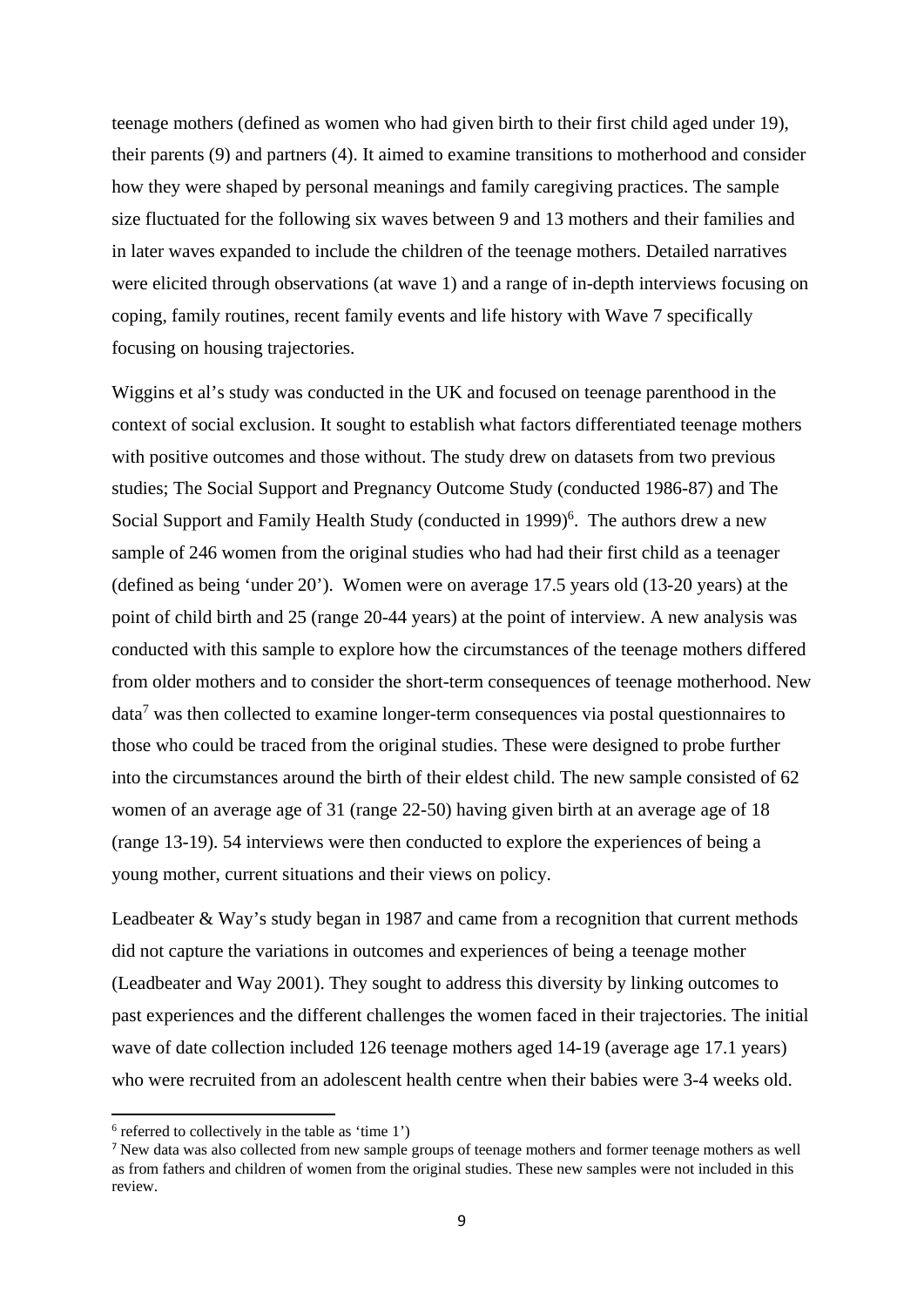teenage mothers (defined as women who had given birth to their first child aged under 19), their parents (9) and partners (4). It aimed to examine transitions to motherhood and consider how they were shaped by personal meanings and family caregiving practices. The sample size fluctuated for the following six waves between 9 and 13 mothers and their families and in later waves expanded to include the children of the teenage mothers. Detailed narratives were elicited through observations (at wave 1) and a range of in-depth interviews focusing on coping, family routines, recent family events and life history with Wave 7 specifically focusing on housing trajectories.

Wiggins et al's study was conducted in the UK and focused on teenage parenthood in the context of social exclusion. It sought to establish what factors differentiated teenage mothers with positive outcomes and those without. The study drew on datasets from two previous studies; The Social Support and Pregnancy Outcome Study (conducted 1986-87) and The Social Support and Family Health Study (conducted in 1999)[6]. The authors drew a new sample of 246 women from the original studies who had had their first child as a teenager (defined as being 'under 20'). Women were on average 17.5 years old (13-20 years) at the point of child birth and 25 (range 20-44 years) at the point of interview. A new analysis was conducted with this sample to explore how the circumstances of the teenage mothers differed from older mothers and to consider the short-term consequences of teenage motherhood. New data[7] was then collected to examine longer-term consequences via postal questionnaires to those who could be traced from the original studies. These were designed to probe further into the circumstances around the birth of their eldest child. The new sample consisted of 62 women of an average age of 31 (range 22-50) having given birth at an average age of 18 (range 13-19). 54 interviews were then conducted to explore the experiences of being a young mother, current situations and their views on policy.

Leadbeater & Way's study began in 1987 and came from a recognition that current methods did not capture the variations in outcomes and experiences of being a teenage mother (Leadbeater and Way 2001). They sought to address this diversity by linking outcomes to past experiences and the different challenges the women faced in their trajectories. The initial wave of date collection included 126 teenage mothers aged 14-19 (average age 17.1 years) who were recruited from an adolescent health centre when their babies were 3-4 weeks old.

[6] referred to collectively in the table as 'time 1')

[7] New data was also collected from new sample groups of teenage mothers and former teenage mothers as well as from fathers and children of women from the original studies. These new samples were not included in this review.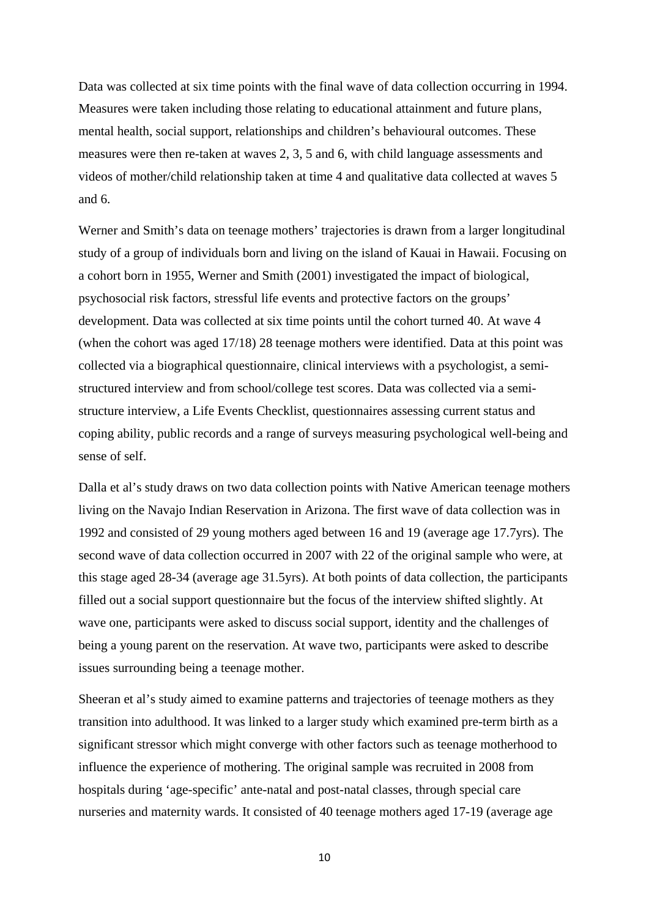Data was collected at six time points with the final wave of data collection occurring in 1994. Measures were taken including those relating to educational attainment and future plans, mental health, social support, relationships and children's behavioural outcomes. These measures were then re-taken at waves 2, 3, 5 and 6, with child language assessments and videos of mother/child relationship taken at time 4 and qualitative data collected at waves 5 and 6.

Werner and Smith's data on teenage mothers' trajectories is drawn from a larger longitudinal study of a group of individuals born and living on the island of Kauai in Hawaii. Focusing on a cohort born in 1955, Werner and Smith (2001) investigated the impact of biological, psychosocial risk factors, stressful life events and protective factors on the groups' development. Data was collected at six time points until the cohort turned 40. At wave 4 (when the cohort was aged 17/18) 28 teenage mothers were identified. Data at this point was collected via a biographical questionnaire, clinical interviews with a psychologist, a semi-structured interview and from school/college test scores. Data was collected via a semi-structure interview, a Life Events Checklist, questionnaires assessing current status and coping ability, public records and a range of surveys measuring psychological well-being and sense of self.

Dalla et al's study draws on two data collection points with Native American teenage mothers living on the Navajo Indian Reservation in Arizona. The first wave of data collection was in 1992 and consisted of 29 young mothers aged between 16 and 19 (average age 17.7yrs). The second wave of data collection occurred in 2007 with 22 of the original sample who were, at this stage aged 28-34 (average age 31.5yrs). At both points of data collection, the participants filled out a social support questionnaire but the focus of the interview shifted slightly. At wave one, participants were asked to discuss social support, identity and the challenges of being a young parent on the reservation. At wave two, participants were asked to describe issues surrounding being a teenage mother.

Sheeran et al's study aimed to examine patterns and trajectories of teenage mothers as they transition into adulthood. It was linked to a larger study which examined pre-term birth as a significant stressor which might converge with other factors such as teenage motherhood to influence the experience of mothering. The original sample was recruited in 2008 from hospitals during 'age-specific' ante-natal and post-natal classes, through special care nurseries and maternity wards. It consisted of 40 teenage mothers aged 17-19 (average age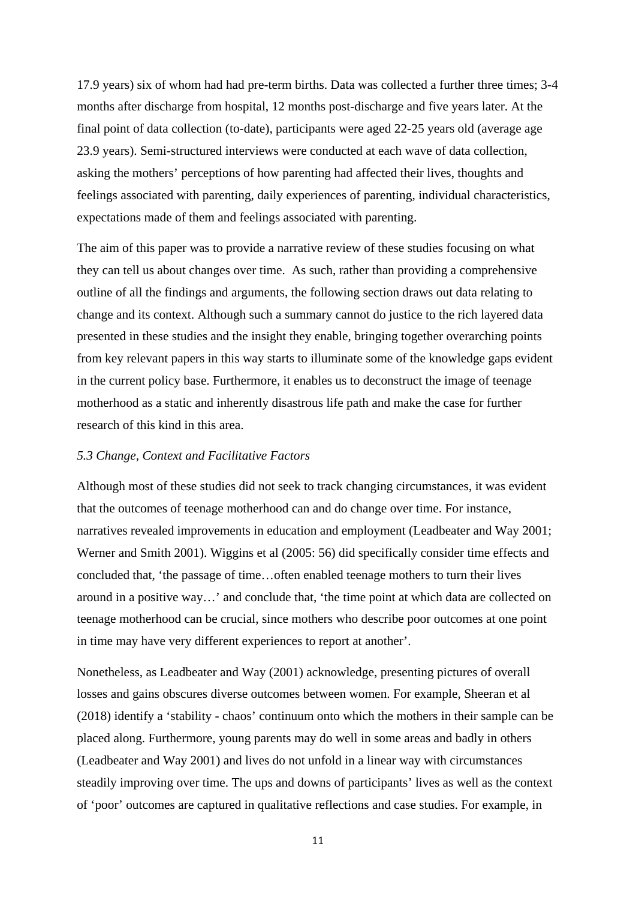17.9 years) six of whom had had pre-term births. Data was collected a further three times; 3-4 months after discharge from hospital, 12 months post-discharge and five years later. At the final point of data collection (to-date), participants were aged 22-25 years old (average age 23.9 years). Semi-structured interviews were conducted at each wave of data collection, asking the mothers' perceptions of how parenting had affected their lives, thoughts and feelings associated with parenting, daily experiences of parenting, individual characteristics, expectations made of them and feelings associated with parenting.

The aim of this paper was to provide a narrative review of these studies focusing on what they can tell us about changes over time. As such, rather than providing a comprehensive outline of all the findings and arguments, the following section draws out data relating to change and its context. Although such a summary cannot do justice to the rich layered data presented in these studies and the insight they enable, bringing together overarching points from key relevant papers in this way starts to illuminate some of the knowledge gaps evident in the current policy base. Furthermore, it enables us to deconstruct the image of teenage motherhood as a static and inherently disastrous life path and make the case for further research of this kind in this area.

### *5.3 Change, Context and Facilitative Factors*

Although most of these studies did not seek to track changing circumstances, it was evident that the outcomes of teenage motherhood can and do change over time. For instance, narratives revealed improvements in education and employment (Leadbeater and Way 2001; Werner and Smith 2001). Wiggins et al (2005: 56) did specifically consider time effects and concluded that, 'the passage of time…often enabled teenage mothers to turn their lives around in a positive way…' and conclude that, 'the time point at which data are collected on teenage motherhood can be crucial, since mothers who describe poor outcomes at one point in time may have very different experiences to report at another'.

Nonetheless, as Leadbeater and Way (2001) acknowledge, presenting pictures of overall losses and gains obscures diverse outcomes between women. For example, Sheeran et al (2018) identify a 'stability - chaos' continuum onto which the mothers in their sample can be placed along. Furthermore, young parents may do well in some areas and badly in others (Leadbeater and Way 2001) and lives do not unfold in a linear way with circumstances steadily improving over time. The ups and downs of participants' lives as well as the context of 'poor' outcomes are captured in qualitative reflections and case studies. For example, in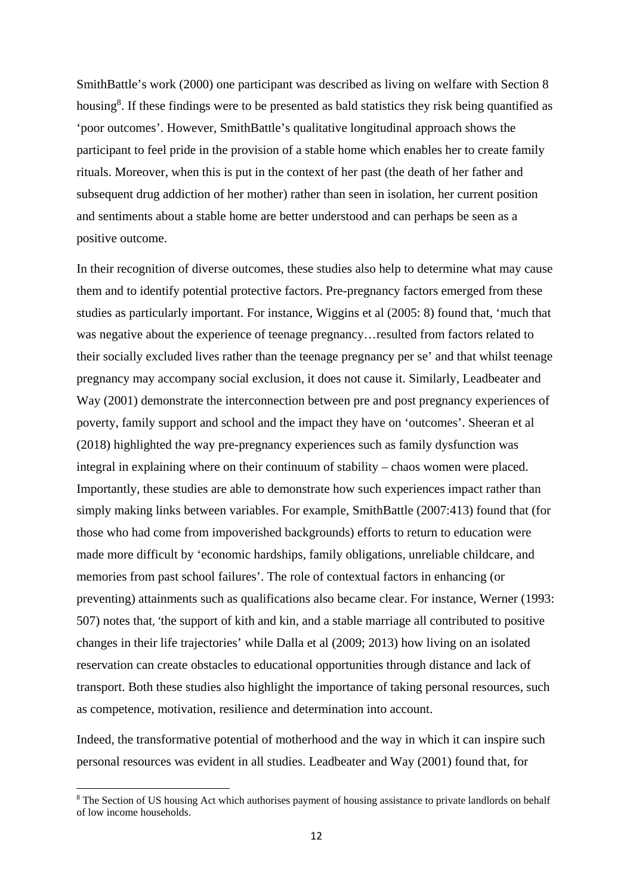SmithBattle's work (2000) one participant was described as living on welfare with Section 8 housing[8]. If these findings were to be presented as bald statistics they risk being quantified as 'poor outcomes'. However, SmithBattle's qualitative longitudinal approach shows the participant to feel pride in the provision of a stable home which enables her to create family rituals. Moreover, when this is put in the context of her past (the death of her father and subsequent drug addiction of her mother) rather than seen in isolation, her current position and sentiments about a stable home are better understood and can perhaps be seen as a positive outcome.

In their recognition of diverse outcomes, these studies also help to determine what may cause them and to identify potential protective factors. Pre-pregnancy factors emerged from these studies as particularly important. For instance, Wiggins et al (2005: 8) found that, 'much that was negative about the experience of teenage pregnancy…resulted from factors related to their socially excluded lives rather than the teenage pregnancy per se' and that whilst teenage pregnancy may accompany social exclusion, it does not cause it. Similarly, Leadbeater and Way (2001) demonstrate the interconnection between pre and post pregnancy experiences of poverty, family support and school and the impact they have on 'outcomes'. Sheeran et al (2018) highlighted the way pre-pregnancy experiences such as family dysfunction was integral in explaining where on their continuum of stability – chaos women were placed. Importantly, these studies are able to demonstrate how such experiences impact rather than simply making links between variables. For example, SmithBattle (2007:413) found that (for those who had come from impoverished backgrounds) efforts to return to education were made more difficult by 'economic hardships, family obligations, unreliable childcare, and memories from past school failures'. The role of contextual factors in enhancing (or preventing) attainments such as qualifications also became clear. For instance, Werner (1993: 507) notes that, 'the support of kith and kin, and a stable marriage all contributed to positive changes in their life trajectories' while Dalla et al (2009; 2013) how living on an isolated reservation can create obstacles to educational opportunities through distance and lack of transport. Both these studies also highlight the importance of taking personal resources, such as competence, motivation, resilience and determination into account.

Indeed, the transformative potential of motherhood and the way in which it can inspire such personal resources was evident in all studies. Leadbeater and Way (2001) found that, for

[8] The Section of US housing Act which authorises payment of housing assistance to private landlords on behalf of low income households.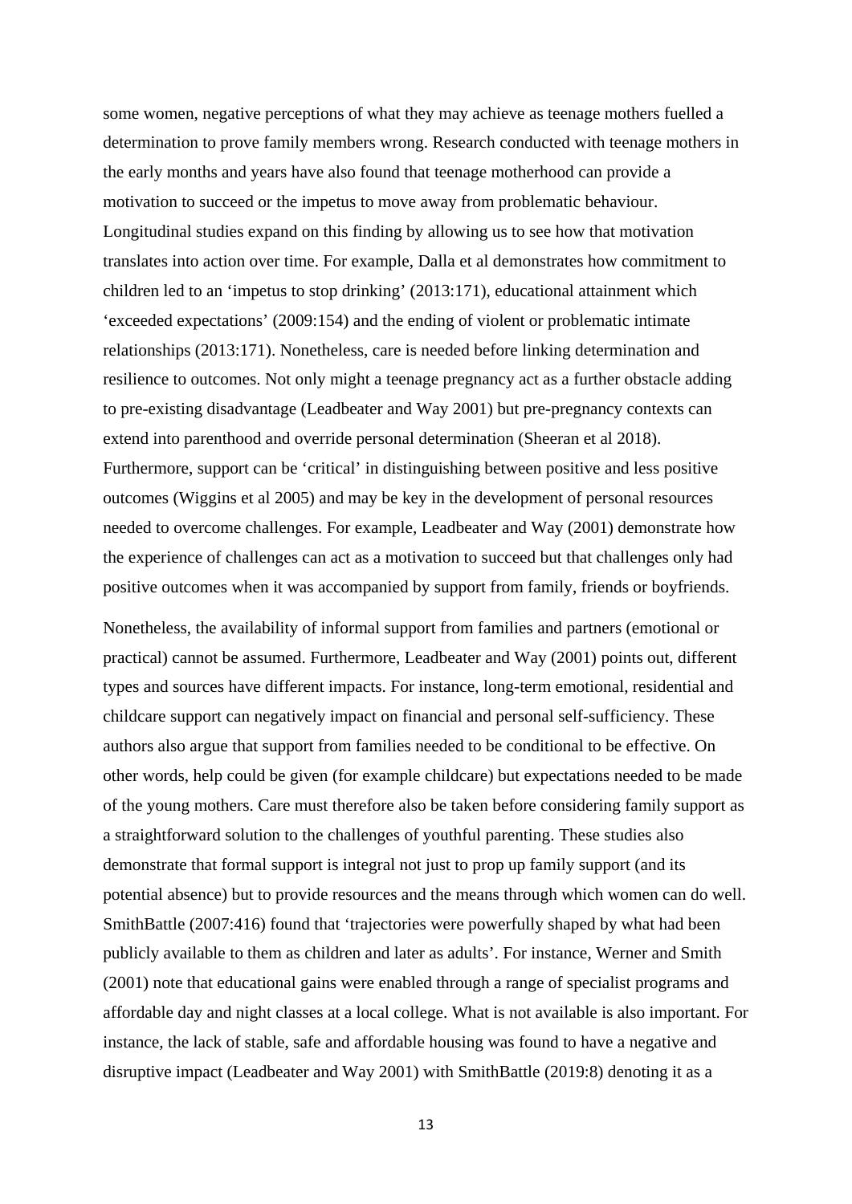some women, negative perceptions of what they may achieve as teenage mothers fuelled a determination to prove family members wrong. Research conducted with teenage mothers in the early months and years have also found that teenage motherhood can provide a motivation to succeed or the impetus to move away from problematic behaviour. Longitudinal studies expand on this finding by allowing us to see how that motivation translates into action over time. For example, Dalla et al demonstrates how commitment to children led to an 'impetus to stop drinking' (2013:171), educational attainment which 'exceeded expectations' (2009:154) and the ending of violent or problematic intimate relationships (2013:171). Nonetheless, care is needed before linking determination and resilience to outcomes. Not only might a teenage pregnancy act as a further obstacle adding to pre-existing disadvantage (Leadbeater and Way 2001) but pre-pregnancy contexts can extend into parenthood and override personal determination (Sheeran et al 2018). Furthermore, support can be 'critical' in distinguishing between positive and less positive outcomes (Wiggins et al 2005) and may be key in the development of personal resources needed to overcome challenges. For example, Leadbeater and Way (2001) demonstrate how the experience of challenges can act as a motivation to succeed but that challenges only had positive outcomes when it was accompanied by support from family, friends or boyfriends.

Nonetheless, the availability of informal support from families and partners (emotional or practical) cannot be assumed. Furthermore, Leadbeater and Way (2001) points out, different types and sources have different impacts. For instance, long-term emotional, residential and childcare support can negatively impact on financial and personal self-sufficiency. These authors also argue that support from families needed to be conditional to be effective. On other words, help could be given (for example childcare) but expectations needed to be made of the young mothers. Care must therefore also be taken before considering family support as a straightforward solution to the challenges of youthful parenting. These studies also demonstrate that formal support is integral not just to prop up family support (and its potential absence) but to provide resources and the means through which women can do well. SmithBattle (2007:416) found that 'trajectories were powerfully shaped by what had been publicly available to them as children and later as adults'. For instance, Werner and Smith (2001) note that educational gains were enabled through a range of specialist programs and affordable day and night classes at a local college. What is not available is also important. For instance, the lack of stable, safe and affordable housing was found to have a negative and disruptive impact (Leadbeater and Way 2001) with SmithBattle (2019:8) denoting it as a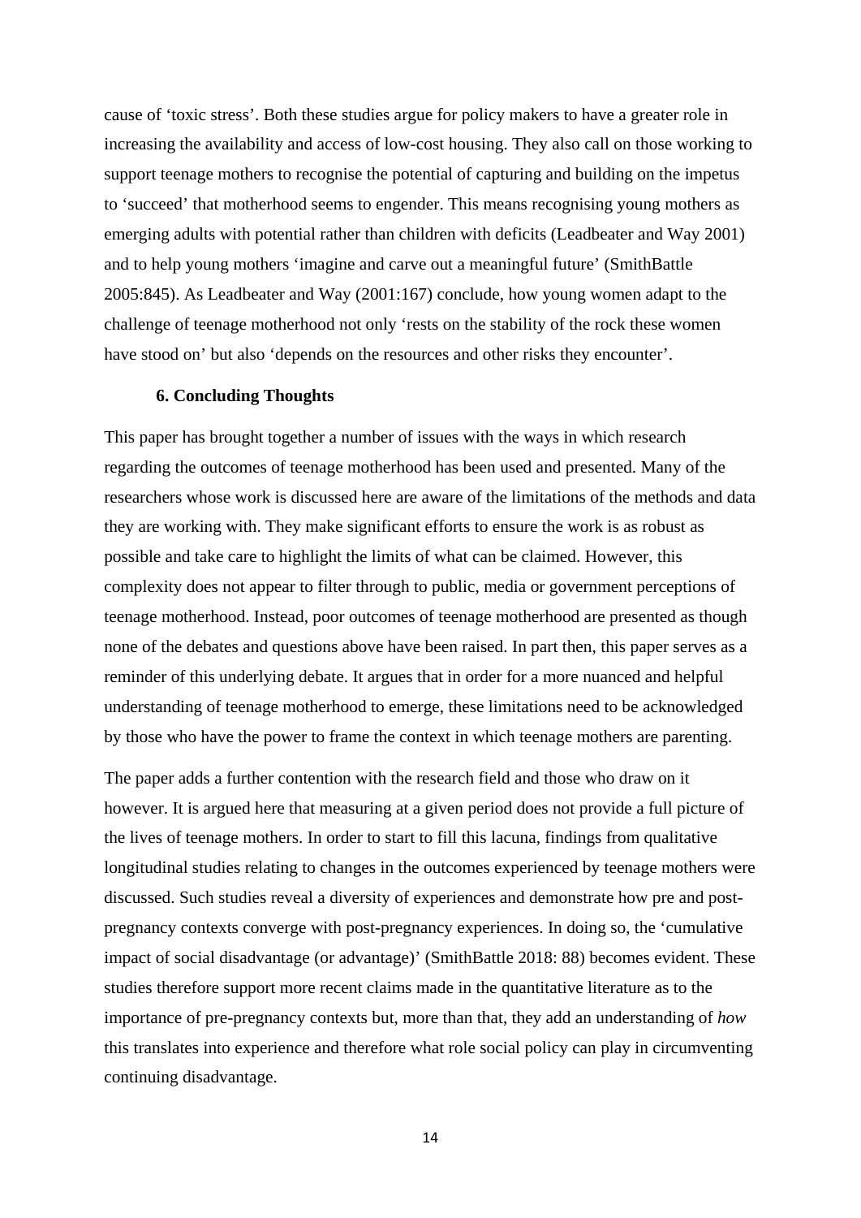cause of 'toxic stress'. Both these studies argue for policy makers to have a greater role in increasing the availability and access of low-cost housing. They also call on those working to support teenage mothers to recognise the potential of capturing and building on the impetus to 'succeed' that motherhood seems to engender. This means recognising young mothers as emerging adults with potential rather than children with deficits (Leadbeater and Way 2001) and to help young mothers 'imagine and carve out a meaningful future' (SmithBattle 2005:845). As Leadbeater and Way (2001:167) conclude, how young women adapt to the challenge of teenage motherhood not only 'rests on the stability of the rock these women have stood on' but also 'depends on the resources and other risks they encounter'.

## 6. Concluding Thoughts

This paper has brought together a number of issues with the ways in which research regarding the outcomes of teenage motherhood has been used and presented. Many of the researchers whose work is discussed here are aware of the limitations of the methods and data they are working with. They make significant efforts to ensure the work is as robust as possible and take care to highlight the limits of what can be claimed. However, this complexity does not appear to filter through to public, media or government perceptions of teenage motherhood. Instead, poor outcomes of teenage motherhood are presented as though none of the debates and questions above have been raised. In part then, this paper serves as a reminder of this underlying debate. It argues that in order for a more nuanced and helpful understanding of teenage motherhood to emerge, these limitations need to be acknowledged by those who have the power to frame the context in which teenage mothers are parenting.

The paper adds a further contention with the research field and those who draw on it however. It is argued here that measuring at a given period does not provide a full picture of the lives of teenage mothers. In order to start to fill this lacuna, findings from qualitative longitudinal studies relating to changes in the outcomes experienced by teenage mothers were discussed. Such studies reveal a diversity of experiences and demonstrate how pre and post-pregnancy contexts converge with post-pregnancy experiences. In doing so, the 'cumulative impact of social disadvantage (or advantage)' (SmithBattle 2018: 88) becomes evident. These studies therefore support more recent claims made in the quantitative literature as to the importance of pre-pregnancy contexts but, more than that, they add an understanding of *how* this translates into experience and therefore what role social policy can play in circumventing continuing disadvantage.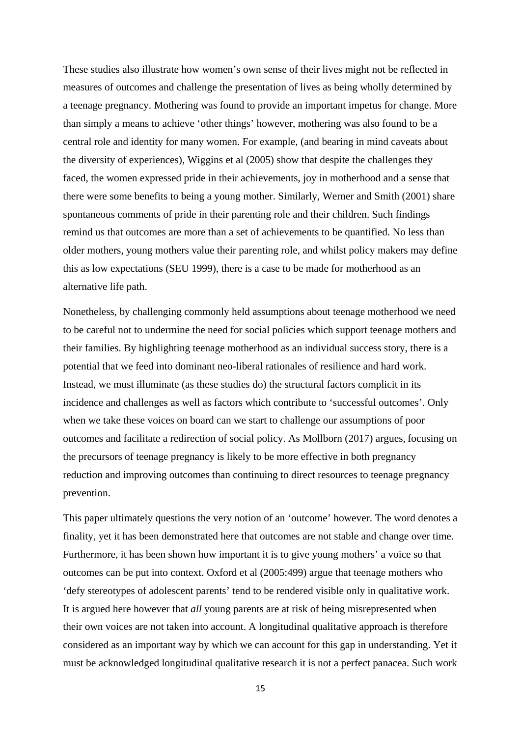These studies also illustrate how women's own sense of their lives might not be reflected in measures of outcomes and challenge the presentation of lives as being wholly determined by a teenage pregnancy. Mothering was found to provide an important impetus for change. More than simply a means to achieve 'other things' however, mothering was also found to be a central role and identity for many women. For example, (and bearing in mind caveats about the diversity of experiences), Wiggins et al (2005) show that despite the challenges they faced, the women expressed pride in their achievements, joy in motherhood and a sense that there were some benefits to being a young mother. Similarly, Werner and Smith (2001) share spontaneous comments of pride in their parenting role and their children. Such findings remind us that outcomes are more than a set of achievements to be quantified. No less than older mothers, young mothers value their parenting role, and whilst policy makers may define this as low expectations (SEU 1999), there is a case to be made for motherhood as an alternative life path.

Nonetheless, by challenging commonly held assumptions about teenage motherhood we need to be careful not to undermine the need for social policies which support teenage mothers and their families. By highlighting teenage motherhood as an individual success story, there is a potential that we feed into dominant neo-liberal rationales of resilience and hard work. Instead, we must illuminate (as these studies do) the structural factors complicit in its incidence and challenges as well as factors which contribute to 'successful outcomes'. Only when we take these voices on board can we start to challenge our assumptions of poor outcomes and facilitate a redirection of social policy. As Mollborn (2017) argues, focusing on the precursors of teenage pregnancy is likely to be more effective in both pregnancy reduction and improving outcomes than continuing to direct resources to teenage pregnancy prevention.

This paper ultimately questions the very notion of an 'outcome' however. The word denotes a finality, yet it has been demonstrated here that outcomes are not stable and change over time. Furthermore, it has been shown how important it is to give young mothers' a voice so that outcomes can be put into context. Oxford et al (2005:499) argue that teenage mothers who 'defy stereotypes of adolescent parents' tend to be rendered visible only in qualitative work. It is argued here however that *all* young parents are at risk of being misrepresented when their own voices are not taken into account. A longitudinal qualitative approach is therefore considered as an important way by which we can account for this gap in understanding. Yet it must be acknowledged longitudinal qualitative research it is not a perfect panacea. Such work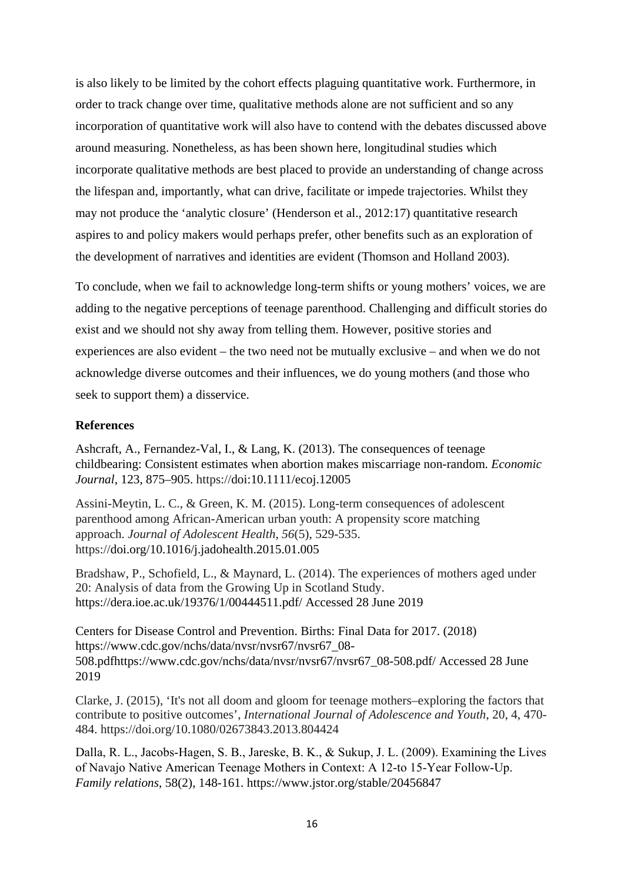is also likely to be limited by the cohort effects plaguing quantitative work. Furthermore, in order to track change over time, qualitative methods alone are not sufficient and so any incorporation of quantitative work will also have to contend with the debates discussed above around measuring. Nonetheless, as has been shown here, longitudinal studies which incorporate qualitative methods are best placed to provide an understanding of change across the lifespan and, importantly, what can drive, facilitate or impede trajectories. Whilst they may not produce the 'analytic closure' (Henderson et al., 2012:17) quantitative research aspires to and policy makers would perhaps prefer, other benefits such as an exploration of the development of narratives and identities are evident (Thomson and Holland 2003).

To conclude, when we fail to acknowledge long-term shifts or young mothers' voices, we are adding to the negative perceptions of teenage parenthood. Challenging and difficult stories do exist and we should not shy away from telling them. However, positive stories and experiences are also evident – the two need not be mutually exclusive – and when we do not acknowledge diverse outcomes and their influences, we do young mothers (and those who seek to support them) a disservice.

**References**

Ashcraft, A., Fernandez-Val, I., & Lang, K. (2013). The consequences of teenage childbearing: Consistent estimates when abortion makes miscarriage non-random. *Economic Journal*, 123, 875–905. https://doi:10.1111/ecoj.12005

Assini-Meytin, L. C., & Green, K. M. (2015). Long-term consequences of adolescent parenthood among African-American urban youth: A propensity score matching approach. *Journal of Adolescent Health*, *56*(5), 529-535. https://doi.org/10.1016/j.jadohealth.2015.01.005

Bradshaw, P., Schofield, L., & Maynard, L. (2014). The experiences of mothers aged under 20: Analysis of data from the Growing Up in Scotland Study. https://dera.ioe.ac.uk/19376/1/00444511.pdf/ Accessed 28 June 2019

Centers for Disease Control and Prevention. Births: Final Data for 2017. (2018) https://www.cdc.gov/nchs/data/nvsr/nvsr67/nvsr67_08-508.pdfhttps://www.cdc.gov/nchs/data/nvsr/nvsr67/nvsr67_08-508.pdf/ Accessed 28 June 2019

Clarke, J. (2015), 'It's not all doom and gloom for teenage mothers–exploring the factors that contribute to positive outcomes', *International Journal of Adolescence and Youth*, 20, 4, 470-484. https://doi.org/10.1080/02673843.2013.804424

Dalla, R. L., Jacobs-Hagen, S. B., Jareske, B. K., & Sukup, J. L. (2009). Examining the Lives of Navajo Native American Teenage Mothers in Context: A 12-to 15-Year Follow-Up. *Family relations*, 58(2), 148-161. https://www.jstor.org/stable/20456847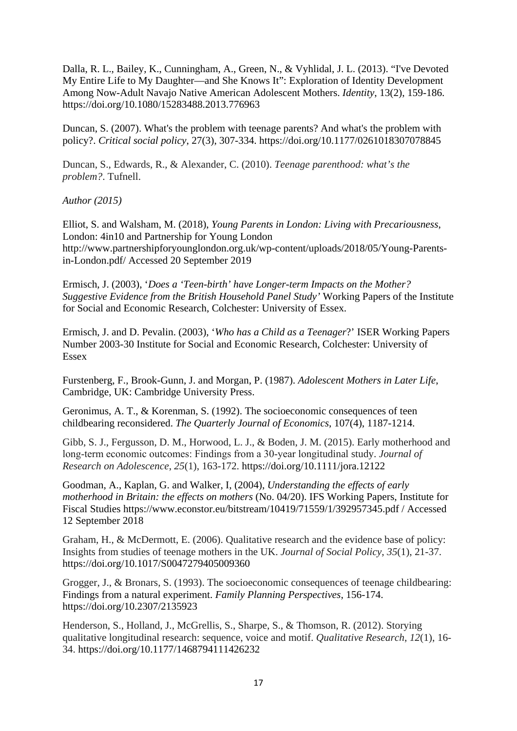Dalla, R. L., Bailey, K., Cunningham, A., Green, N., & Vyhlidal, J. L. (2013). "I've Devoted My Entire Life to My Daughter—and She Knows It": Exploration of Identity Development Among Now-Adult Navajo Native American Adolescent Mothers. *Identity*, 13(2), 159-186. https://doi.org/10.1080/15283488.2013.776963

Duncan, S. (2007). What's the problem with teenage parents? And what's the problem with policy?. *Critical social policy*, 27(3), 307-334. https://doi.org/10.1177/0261018307078845

Duncan, S., Edwards, R., & Alexander, C. (2010). *Teenage parenthood: what's the problem?*. Tufnell.

*Author (2015)*

Elliot, S. and Walsham, M. (2018), *Young Parents in London: Living with Precariousness*, London: 4in10 and Partnership for Young London http://www.partnershipforyounglondon.org.uk/wp-content/uploads/2018/05/Young-Parents-in-London.pdf/ Accessed 20 September 2019

Ermisch, J. (2003), '*Does a 'Teen-birth' have Longer-term Impacts on the Mother? Suggestive Evidence from the British Household Panel Study'* Working Papers of the Institute for Social and Economic Research, Colchester: University of Essex.

Ermisch, J. and D. Pevalin. (2003), '*Who has a Child as a Teenager*?' ISER Working Papers Number 2003-30 Institute for Social and Economic Research, Colchester: University of Essex

Furstenberg, F., Brook-Gunn, J. and Morgan, P. (1987). *Adolescent Mothers in Later Life*, Cambridge, UK: Cambridge University Press.

Geronimus, A. T., & Korenman, S. (1992). The socioeconomic consequences of teen childbearing reconsidered. *The Quarterly Journal of Economics*, 107(4), 1187-1214.

Gibb, S. J., Fergusson, D. M., Horwood, L. J., & Boden, J. M. (2015). Early motherhood and long-term economic outcomes: Findings from a 30-year longitudinal study. *Journal of Research on Adolescence*, *25*(1), 163-172. https://doi.org/10.1111/jora.12122

Goodman, A., Kaplan, G. and Walker, I, (2004), *Understanding the effects of early motherhood in Britain: the effects on mothers* (No. 04/20). IFS Working Papers, Institute for Fiscal Studies https://www.econstor.eu/bitstream/10419/71559/1/392957345.pdf / Accessed 12 September 2018

Graham, H., & McDermott, E. (2006). Qualitative research and the evidence base of policy: Insights from studies of teenage mothers in the UK. *Journal of Social Policy*, *35*(1), 21-37. https://doi.org/10.1017/S0047279405009360

Grogger, J., & Bronars, S. (1993). The socioeconomic consequences of teenage childbearing: Findings from a natural experiment. *Family Planning Perspectives*, 156-174. https://doi.org/10.2307/2135923

Henderson, S., Holland, J., McGrellis, S., Sharpe, S., & Thomson, R. (2012). Storying qualitative longitudinal research: sequence, voice and motif. *Qualitative Research*, *12*(1), 16-34. https://doi.org/10.1177/1468794111426232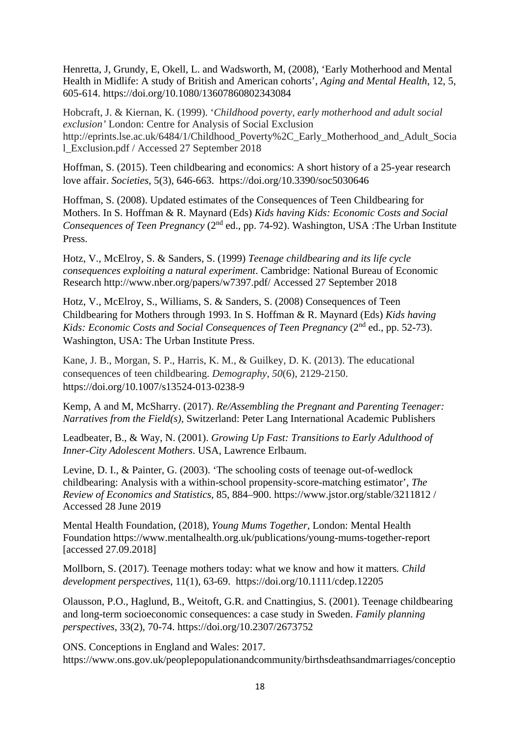Henretta, J, Grundy, E, Okell, L. and Wadsworth, M, (2008), 'Early Motherhood and Mental Health in Midlife: A study of British and American cohorts', *Aging and Mental Health*, 12, 5, 605-614. https://doi.org/10.1080/13607860802343084

Hobcraft, J. & Kiernan, K. (1999). '*Childhood poverty, early motherhood and adult social exclusion'* London: Centre for Analysis of Social Exclusion http://eprints.lse.ac.uk/6484/1/Childhood_Poverty%2C_Early_Motherhood_and_Adult_Social_Exclusion.pdf / Accessed 27 September 2018

Hoffman, S. (2015). Teen childbearing and economics: A short history of a 25-year research love affair. *Societies*, 5(3), 646-663. https://doi.org/10.3390/soc5030646

Hoffman, S. (2008). Updated estimates of the Consequences of Teen Childbearing for Mothers. In S. Hoffman & R. Maynard (Eds) *Kids having Kids: Economic Costs and Social Consequences of Teen Pregnancy* (2nd ed., pp. 74-92). Washington, USA :The Urban Institute Press.

Hotz, V., McElroy, S. & Sanders, S. (1999) *Teenage childbearing and its life cycle consequences exploiting a natural experiment*. Cambridge: National Bureau of Economic Research http://www.nber.org/papers/w7397.pdf/ Accessed 27 September 2018

Hotz, V., McElroy, S., Williams, S. & Sanders, S. (2008) Consequences of Teen Childbearing for Mothers through 1993. In S. Hoffman & R. Maynard (Eds) *Kids having Kids: Economic Costs and Social Consequences of Teen Pregnancy* (2nd ed., pp. 52-73). Washington, USA: The Urban Institute Press.

Kane, J. B., Morgan, S. P., Harris, K. M., & Guilkey, D. K. (2013). The educational consequences of teen childbearing. *Demography*, *50*(6), 2129-2150. https://doi.org/10.1007/s13524-013-0238-9

Kemp, A and M, McSharry. (2017). *Re/Assembling the Pregnant and Parenting Teenager: Narratives from the Field(s),* Switzerland: Peter Lang International Academic Publishers

Leadbeater, B., & Way, N. (2001). *Growing Up Fast: Transitions to Early Adulthood of Inner-City Adolescent Mothers*. USA, Lawrence Erlbaum.

Levine, D. I., & Painter, G. (2003). 'The schooling costs of teenage out-of-wedlock childbearing: Analysis with a within-school propensity-score-matching estimator', *The Review of Economics and Statistics*, 85, 884–900. https://www.jstor.org/stable/3211812 / Accessed 28 June 2019

Mental Health Foundation, (2018), *Young Mums Together*, London: Mental Health Foundation https://www.mentalhealth.org.uk/publications/young-mums-together-report [accessed 27.09.2018]

Mollborn, S. (2017). Teenage mothers today: what we know and how it matters*. Child development perspectives*, 11(1), 63-69. https://doi.org/10.1111/cdep.12205

Olausson, P.O., Haglund, B., Weitoft, G.R. and Cnattingius, S. (2001). Teenage childbearing and long-term socioeconomic consequences: a case study in Sweden. *Family planning perspectives*, 33(2), 70-74. https://doi.org/10.2307/2673752

ONS. Conceptions in England and Wales: 2017. https://www.ons.gov.uk/peoplepopulationandcommunity/birthsdeathsandmarriages/conceptio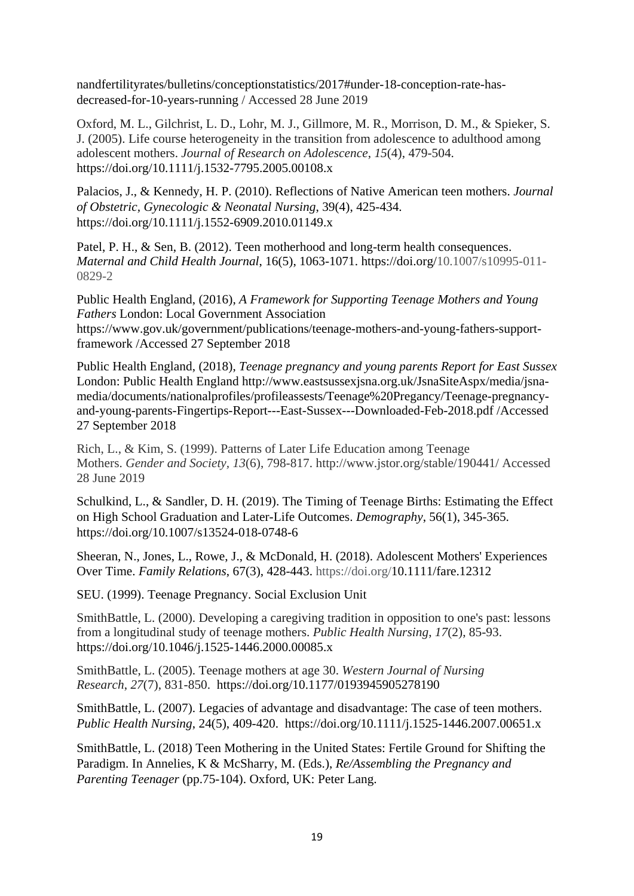nandfertilityrates/bulletins/conceptionstatistics/2017#under-18-conception-rate-has-decreased-for-10-years-running / Accessed 28 June 2019

Oxford, M. L., Gilchrist, L. D., Lohr, M. J., Gillmore, M. R., Morrison, D. M., & Spieker, S. J. (2005). Life course heterogeneity in the transition from adolescence to adulthood among adolescent mothers. *Journal of Research on Adolescence*, *15*(4), 479-504. https://doi.org/10.1111/j.1532-7795.2005.00108.x

Palacios, J., & Kennedy, H. P. (2010). Reflections of Native American teen mothers. *Journal of Obstetric, Gynecologic & Neonatal Nursing*, 39(4), 425-434. https://doi.org/10.1111/j.1552-6909.2010.01149.x

Patel, P. H., & Sen, B. (2012). Teen motherhood and long-term health consequences. *Maternal and Child Health Journal*, 16(5), 1063-1071. https://doi.org/10.1007/s10995-011-0829-2

Public Health England, (2016), *A Framework for Supporting Teenage Mothers and Young Fathers* London: Local Government Association https://www.gov.uk/government/publications/teenage-mothers-and-young-fathers-support-framework /Accessed 27 September 2018

Public Health England, (2018), *Teenage pregnancy and young parents Report for East Sussex* London: Public Health England http://www.eastsussexjsna.org.uk/JsnaSiteAspx/media/jsna-media/documents/nationalprofiles/profileassests/Teenage%20Pregancy/Teenage-pregnancy-and-young-parents-Fingertips-Report---East-Sussex---Downloaded-Feb-2018.pdf /Accessed 27 September 2018

Rich, L., & Kim, S. (1999). Patterns of Later Life Education among Teenage Mothers. *Gender and Society*, *13*(6), 798-817. http://www.jstor.org/stable/190441/ Accessed 28 June 2019

Schulkind, L., & Sandler, D. H. (2019). The Timing of Teenage Births: Estimating the Effect on High School Graduation and Later-Life Outcomes. *Demography*, 56(1), 345-365. https://doi.org/10.1007/s13524-018-0748-6

Sheeran, N., Jones, L., Rowe, J., & McDonald, H. (2018). Adolescent Mothers' Experiences Over Time. *Family Relations*, 67(3), 428-443. https://doi.org/10.1111/fare.12312

SEU. (1999). Teenage Pregnancy. Social Exclusion Unit

SmithBattle, L. (2000). Developing a caregiving tradition in opposition to one's past: lessons from a longitudinal study of teenage mothers. *Public Health Nursing*, *17*(2), 85-93. https://doi.org/10.1046/j.1525-1446.2000.00085.x

SmithBattle, L. (2005). Teenage mothers at age 30. *Western Journal of Nursing Research*, *27*(7), 831-850. https://doi.org/10.1177/0193945905278190

SmithBattle, L. (2007). Legacies of advantage and disadvantage: The case of teen mothers. *Public Health Nursing*, 24(5), 409-420. https://doi.org/10.1111/j.1525-1446.2007.00651.x

SmithBattle, L. (2018) Teen Mothering in the United States: Fertile Ground for Shifting the Paradigm. In Annelies, K & McSharry, M. (Eds.), *Re/Assembling the Pregnancy and Parenting Teenager* (pp.75-104). Oxford, UK: Peter Lang.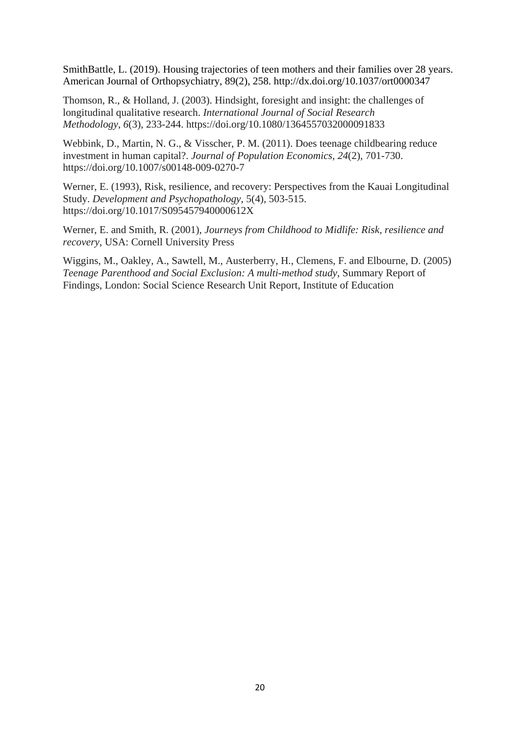SmithBattle, L. (2019). Housing trajectories of teen mothers and their families over 28 years. American Journal of Orthopsychiatry, 89(2), 258. http://dx.doi.org/10.1037/ort0000347

Thomson, R., & Holland, J. (2003). Hindsight, foresight and insight: the challenges of longitudinal qualitative research. *International Journal of Social Research Methodology*, *6*(3), 233-244. https://doi.org/10.1080/1364557032000091833

Webbink, D., Martin, N. G., & Visscher, P. M. (2011). Does teenage childbearing reduce investment in human capital?. *Journal of Population Economics*, *24*(2), 701-730. https://doi.org/10.1007/s00148-009-0270-7

Werner, E. (1993), Risk, resilience, and recovery: Perspectives from the Kauai Longitudinal Study. *Development and Psychopathology*, 5(4), 503-515. https://doi.org/10.1017/S095457940000612X

Werner, E. and Smith, R. (2001), *Journeys from Childhood to Midlife: Risk, resilience and recovery*, USA: Cornell University Press

Wiggins, M., Oakley, A., Sawtell, M., Austerberry, H., Clemens, F. and Elbourne, D. (2005) *Teenage Parenthood and Social Exclusion: A multi-method study*, Summary Report of Findings, London: Social Science Research Unit Report, Institute of Education